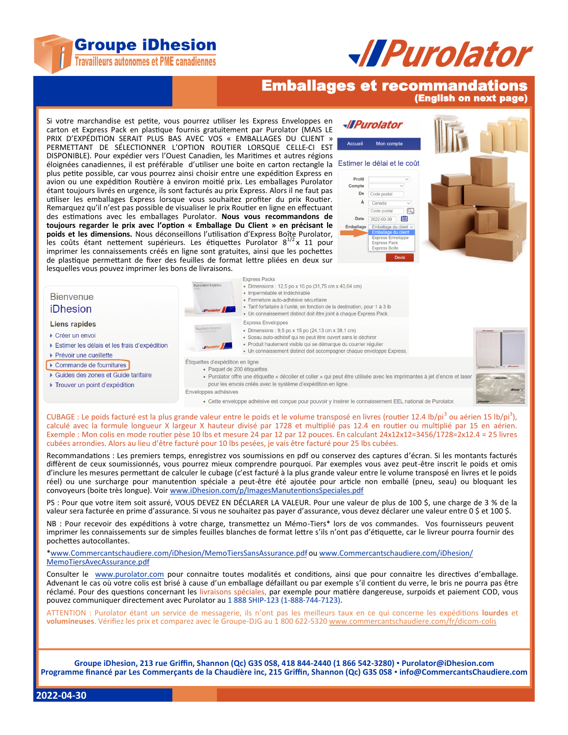Groupe iDhesion
Travailleurs autonomes et PME canadiennes

Purolator

# Emballages et recommandations
**(English on next page)**

Si votre marchandise est petite, vous pourrez utiliser les Express Enveloppes en carton et Express Pack en plastique fournis gratuitement par Purolator (MAIS LE PRIX D'EXPÉDITION SERAIT PLUS BAS AVEC VOS « EMBALLAGES DU CLIENT » PERMETTANT DE SÉLECTIONNER L'OPTION ROUTIER LORSQUE CELLE-CI EST DISPONIBLE). Pour expédier vers l'Ouest Canadien, les Maritimes et autres régions éloignées canadiennes, il est préférable d'utiliser une boite en carton rectangle la plus petite possible, car vous pourrez ainsi choisir entre une expédition Express en avion ou une expédition Routière à environ moitié prix. Les emballages Purolator étant toujours livrés en urgence, ils sont facturés au prix Express. Alors il ne faut pas utiliser les emballages Express lorsque vous souhaitez profiter du prix Routier. Remarquez qu'il n'est pas possible de visualiser le prix Routier en ligne en effectuant des estimations avec les emballages Purolator. **Nous vous recommandons de toujours regarder le prix avec l'option « Emballage Du Client » en précisant le poids et les dimensions.** Nous déconseillons l'utilisation d'Express Boîte Purolator, les coûts étant nettement supérieurs. Les étiquettes Purolator $8^{1/2}$ x 11 pour imprimer les connaissements créés en ligne sont gratuites, ainsi que les pochettes de plastique permettant de fixer des feuilles de format lettre pliées en deux sur lesquelles vous pouvez imprimer les bons de livraisons.

Purolator
Accueil | Mon compte
Estimer le délai et le coût
Profil
Compte
De: Code postal
À: Canada / Code postal
Date: 2022-03-30
Emballage: Emballage du client — Emballage du client / Express Enveloppe / Express Pack / Express Boîte
Devis

Bienvenue
iDhesion
Liens rapides
- Créer un envoi
- Estimer les délais et les frais d'expédition
- Prévoir une cueillette
- Commande de fournitures
- Guides des zones et Guide tarifaire
- Trouver un point d'expédition

Express Packs
- Dimensions : 12,5 po x 16 po (31,75 cm x 40,64 cm)
- Imperméable et indéchirable
- Fermeture auto-adhésive sécuritaire
- Tarif forfaitaire à l'unité, en fonction de la destination, pour 1 à 3 lb
- Un connaissement distinct doit être joint à chaque Express Pack.

Express Enveloppes
- Dimensions : 9,5 po x 15 po (24,13 cm x 38,1 cm)
- Sceau auto-adhésif qui ne peut être ouvert sans le déchirer
- Produit hautement visible qui se démarque du courrier régulier
- Un connaissement distinct doit accompagner chaque enveloppe Express.

Étiquettes d'expédition en ligne
- Paquet de 200 étiquettes
- Purolator offre une étiquette « décoller et coller » qui peut être utilisée avec les imprimantes à jet d'encre et laser pour les envois créés avec le système d'expédition en ligne.

Enveloppes adhésives
- Cette enveloppe adhésive est conçue pour pouvoir y insérer le connaissement EEL national de Purolator.

CUBAGE : Le poids facturé est la plus grande valeur entre le poids et le volume transposé en livres (routier 12.4 lb/pi$^3$ ou aérien 15 lb/pi$^3$), calculé avec la formule longueur X largeur X hauteur divisé par 1728 et multiplié pas 12.4 en routier ou multiplié par 15 en aérien. Exemple : Mon colis en mode routier pèse 10 lbs et mesure 24 par 12 par 12 pouces. En calculant 24x12x12=3456/1728=2x12.4 = 25 livres cubées arrondies. Alors au lieu d'être facturé pour 10 lbs pesées, je vais être facturé pour 25 lbs cubées.

Recommandations : Les premiers temps, enregistrez vos soumissions en pdf ou conservez des captures d'écran. Si les montants facturés diffèrent de ceux soumissionnés, vous pourrez mieux comprendre pourquoi. Par exemples vous avez peut-être inscrit le poids et omis d'inclure les mesures permettant de calculer le cubage (c'est facturé à la plus grande valeur entre le volume transposé en livres et le poids réel) ou une surcharge pour manutention spéciale a peut-être été ajoutée pour article non emballé (pneu, seau) ou bloquant les convoyeurs (boite très longue). Voir www.iDhesion.com/p/ImagesManutentionsSpeciales.pdf

PS : Pour que votre item soit assuré, VOUS DEVEZ EN DÉCLARER LA VALEUR. Pour une valeur de plus de 100 $, une charge de 3 % de la valeur sera facturée en prime d'assurance. Si vous ne souhaitez pas payer d'assurance, vous devez déclarer une valeur entre 0 $ et 100 $.

NB : Pour recevoir des expéditions à votre charge, transmettez un Mémo-Tiers* lors de vos commandes. Vos fournisseurs peuvent imprimer les connaissements sur de simples feuilles blanches de format lettre s'ils n'ont pas d'étiquette, car le livreur pourra fournir des pochettes autocollantes.

*www.Commercantschaudiere.com/iDhesion/MemoTiersSansAssurance.pdf ou www.Commercantschaudiere.com/iDhesion/MemoTiersAvecAssurance.pdf

Consulter le www.purolator.com pour connaitre toutes modalités et conditions, ainsi que pour connaitre les directives d'emballage. Advenant le cas où votre colis est brisé à cause d'un emballage défaillant ou par exemple s'il contient du verre, le bris ne pourra pas être réclamé. Pour des questions concernant les livraisons spéciales, par exemple pour matière dangereuse, surpoids et paiement COD, vous pouvez communiquer directement avec Purolator au 1 888 SHIP-123 (1-888-744-7123).

ATTENTION : Purolator étant un service de messagerie, ils n'ont pas les meilleurs taux en ce qui concerne les expéditions **lourdes** et **volumineuses**. Vérifiez les prix et comparez avec le Groupe-DJG au 1 800 622-5320 www.commercantschaudiere.com/fr/dicom-colis

**Groupe iDhesion, 213 rue Griffin, Shannon (Qc) G3S 0S8, 418 844-2440 (1 866 542-3280) ▪ Purolator@iDhesion.com**
**Programme financé par Les Commerçants de la Chaudière inc, 215 Griffin, Shannon (Qc) G3S 0S8 ▪ info@CommercantsChaudiere.com**

**2022-04-30**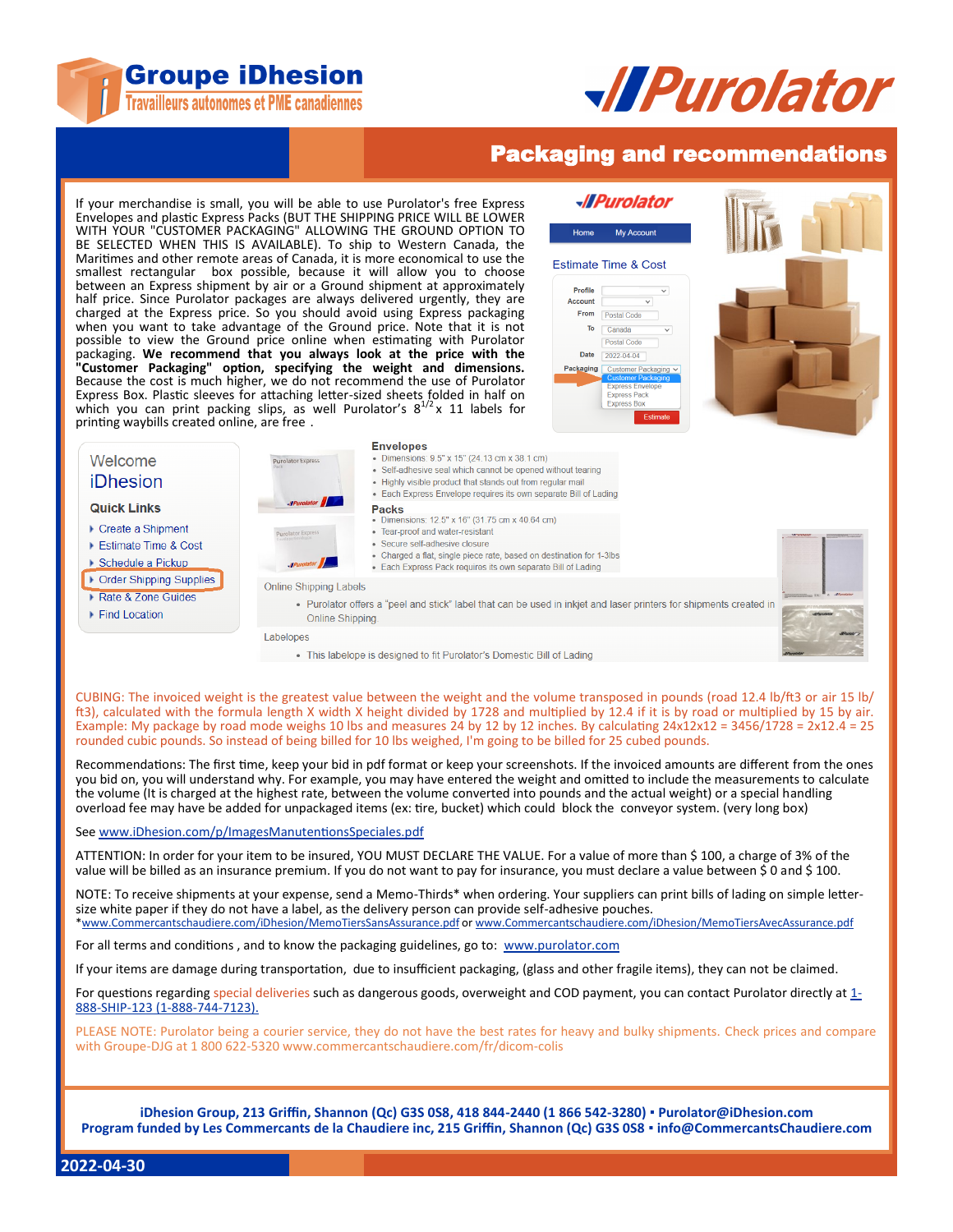# Groupe iDhesion

Travailleurs autonomes et PME canadiennes

## Packaging and recommendations

If your merchandise is small, you will be able to use Purolator's free Express Envelopes and plastic Express Packs (BUT THE SHIPPING PRICE WILL BE LOWER WITH YOUR "CUSTOMER PACKAGING" ALLOWING THE GROUND OPTION TO BE SELECTED WHEN THIS IS AVAILABLE). To ship to Western Canada, the Maritimes and other remote areas of Canada, it is more economical to use the smallest rectangular box possible, because it will allow you to choose between an Express shipment by air or a Ground shipment at approximately half price. Since Purolator packages are always delivered urgently, they are charged at the Express price. So you should avoid using Express packaging when you want to take advantage of the Ground price. Note that it is not possible to view the Ground price online when estimating with Purolator packaging. **We recommend that you always look at the price with the "Customer Packaging" option, specifying the weight and dimensions.** Because the cost is much higher, we do not recommend the use of Purolator Express Box. Plastic sleeves for attaching letter-sized sheets folded in half on which you can print packing slips, as well Purolator's $8^{1/2}$ x 11 labels for printing waybills created online, are free .

Purolator

Home | My Account

Estimate Time & Cost

Profile
Account
From: Postal Code
To: Canada
Postal Code
Date: 2022-04-04
Packaging: Customer Packaging
Customer Packaging
Express Envelope
Express Pack
Express Box
Estimate

Welcome
iDhesion

Quick Links
- Create a Shipment
- Estimate Time & Cost
- Schedule a Pickup
- Order Shipping Supplies
- Rate & Zone Guides
- Find Location

**Envelopes**
- Dimensions: 9.5" x 15" (24.13 cm x 38.1 cm)
- Self-adhesive seal which cannot be opened without tearing
- Highly visible product that stands out from regular mail
- Each Express Envelope requires its own separate Bill of Lading

**Packs**
- Dimensions: 12.5" x 16" (31.75 cm x 40.64 cm)
- Tear-proof and water-resistant
- Secure self-adhesive closure
- Charged a flat, single piece rate, based on destination for 1-3lbs
- Each Express Pack requires its own separate Bill of Lading

Online Shipping Labels
- Purolator offers a "peel and stick" label that can be used in inkjet and laser printers for shipments created in Online Shipping.

Labelopes
- This labelope is designed to fit Purolator's Domestic Bill of Lading

CUBING: The invoiced weight is the greatest value between the weight and the volume transposed in pounds (road 12.4 lb/ft3 or air 15 lb/ft3), calculated with the formula length X width X height divided by 1728 and multiplied by 12.4 if it is by road or multiplied by 15 by air. Example: My package by road mode weighs 10 lbs and measures 24 by 12 by 12 inches. By calculating 24x12x12 = 3456/1728 = 2x12.4 = 25 rounded cubic pounds. So instead of being billed for 10 lbs weighed, I'm going to be billed for 25 cubed pounds.

Recommendations: The first time, keep your bid in pdf format or keep your screenshots. If the invoiced amounts are different from the ones you bid on, you will understand why. For example, you may have entered the weight and omitted to include the measurements to calculate the volume (It is charged at the highest rate, between the volume converted into pounds and the actual weight) or a special handling overload fee may have be added for unpackaged items (ex: tire, bucket) which could block the conveyor system. (very long box)

See www.iDhesion.com/p/ImagesManutentionsSpeciales.pdf

ATTENTION: In order for your item to be insured, YOU MUST DECLARE THE VALUE. For a value of more than $ 100, a charge of 3% of the value will be billed as an insurance premium. If you do not want to pay for insurance, you must declare a value between $ 0 and $ 100.

NOTE: To receive shipments at your expense, send a Memo-Thirds* when ordering. Your suppliers can print bills of lading on simple letter-size white paper if they do not have a label, as the delivery person can provide self-adhesive pouches.
*www.Commercantschaudiere.com/iDhesion/MemoTiersSansAssurance.pdf or www.Commercantschaudiere.com/iDhesion/MemoTiersAvecAssurance.pdf

For all terms and conditions , and to know the packaging guidelines, go to: www.purolator.com

If your items are damage during transportation, due to insufficient packaging, (glass and other fragile items), they can not be claimed.

For questions regarding special deliveries such as dangerous goods, overweight and COD payment, you can contact Purolator directly at 1-888-SHIP-123 (1-888-744-7123).

PLEASE NOTE: Purolator being a courier service, they do not have the best rates for heavy and bulky shipments. Check prices and compare with Groupe-DJG at 1 800 622-5320 www.commercantschaudiere.com/fr/dicom-colis

**iDhesion Group, 213 Griffin, Shannon (Qc) G3S 0S8, 418 844-2440 (1 866 542-3280) ▪ Purolator@iDhesion.com**
**Program funded by Les Commercants de la Chaudiere inc, 215 Griffin, Shannon (Qc) G3S 0S8 ▪ info@CommercantsChaudiere.com**

**2022-04-30**